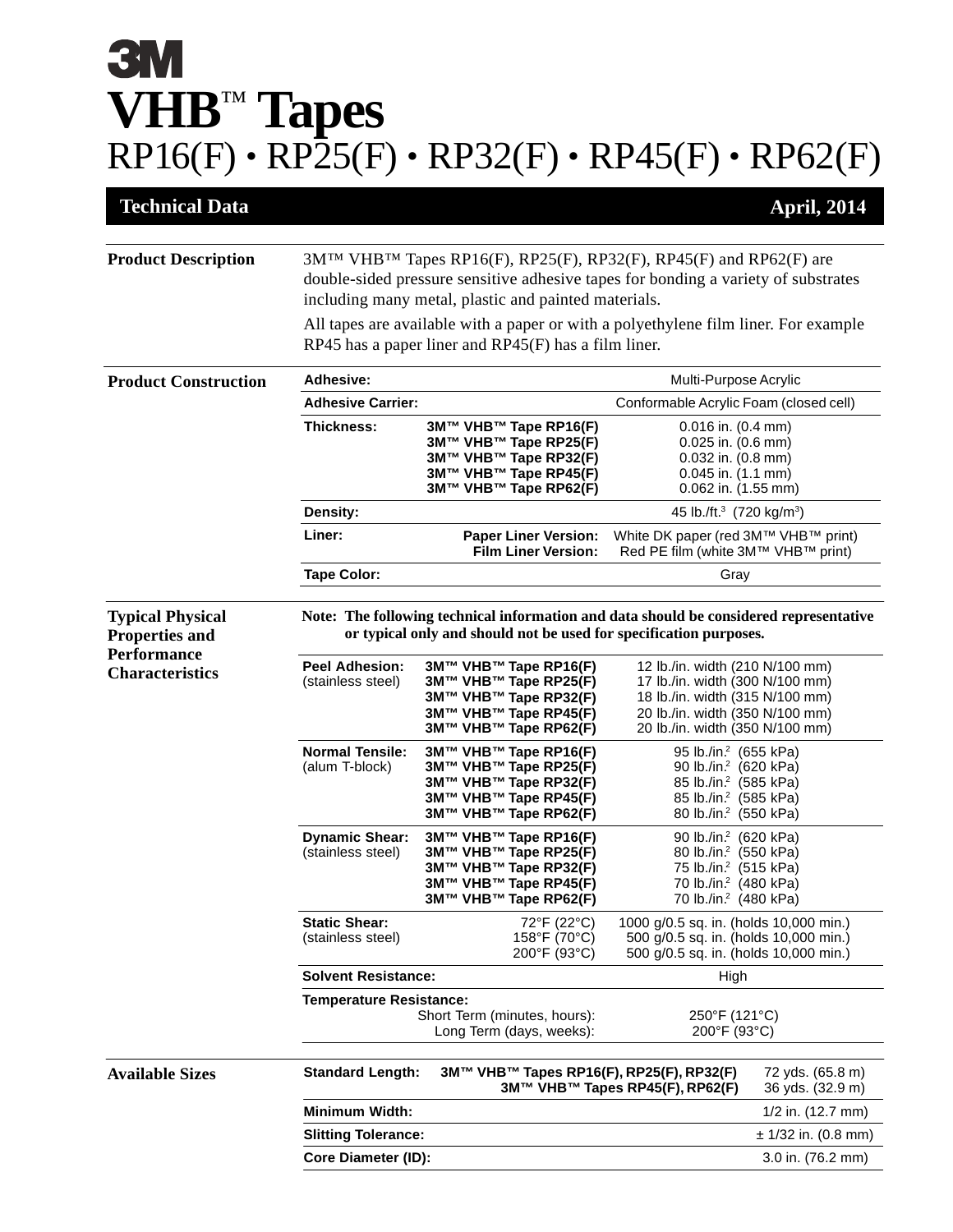# 3M

# VHB™ Tapes

## RP16(F) • RP25(F) • RP32(F) • RP45(F) • RP62(F)

**Technical Data** | **April, 2014**

## Product Description

3M™ VHB™ Tapes RP16(F), RP25(F), RP32(F), RP45(F) and RP62(F) are double-sided pressure sensitive adhesive tapes for bonding a variety of substrates including many metal, plastic and painted materials.

All tapes are available with a paper or with a polyethylene film liner. For example RP45 has a paper liner and RP45(F) has a film liner.

## Product Construction

| Property | Product / Version | Value |
|---|---|---|
| **Adhesive:** | | Multi-Purpose Acrylic |
| **Adhesive Carrier:** | | Conformable Acrylic Foam (closed cell) |
| **Thickness:** | **3M™ VHB™ Tape RP16(F)** | 0.016 in. (0.4 mm) |
| | **3M™ VHB™ Tape RP25(F)** | 0.025 in. (0.6 mm) |
| | **3M™ VHB™ Tape RP32(F)** | 0.032 in. (0.8 mm) |
| | **3M™ VHB™ Tape RP45(F)** | 0.045 in. (1.1 mm) |
| | **3M™ VHB™ Tape RP62(F)** | 0.062 in. (1.55 mm) |
| **Density:** | | 45 lb./ft.$^3$ (720 kg/m$^3$) |
| **Liner:** | **Paper Liner Version:** | White DK paper (red 3M™ VHB™ print) |
| | **Film Liner Version:** | Red PE film (white 3M™ VHB™ print) |
| **Tape Color:** | | Gray |

## Typical Physical Properties and Performance Characteristics

**Note: The following technical information and data should be considered representative or typical only and should not be used for specification purposes.**

| Property | Product / Condition | Value |
|---|---|---|
| **Peel Adhesion:** (stainless steel) | **3M™ VHB™ Tape RP16(F)** | 12 lb./in. width (210 N/100 mm) |
| | **3M™ VHB™ Tape RP25(F)** | 17 lb./in. width (300 N/100 mm) |
| | **3M™ VHB™ Tape RP32(F)** | 18 lb./in. width (315 N/100 mm) |
| | **3M™ VHB™ Tape RP45(F)** | 20 lb./in. width (350 N/100 mm) |
| | **3M™ VHB™ Tape RP62(F)** | 20 lb./in. width (350 N/100 mm) |
| **Normal Tensile:** (alum T-block) | **3M™ VHB™ Tape RP16(F)** | 95 lb./in.$^2$ (655 kPa) |
| | **3M™ VHB™ Tape RP25(F)** | 90 lb./in.$^2$ (620 kPa) |
| | **3M™ VHB™ Tape RP32(F)** | 85 lb./in.$^2$ (585 kPa) |
| | **3M™ VHB™ Tape RP45(F)** | 85 lb./in.$^2$ (585 kPa) |
| | **3M™ VHB™ Tape RP62(F)** | 80 lb./in.$^2$ (550 kPa) |
| **Dynamic Shear:** (stainless steel) | **3M™ VHB™ Tape RP16(F)** | 90 lb./in.$^2$ (620 kPa) |
| | **3M™ VHB™ Tape RP25(F)** | 80 lb./in.$^2$ (550 kPa) |
| | **3M™ VHB™ Tape RP32(F)** | 75 lb./in.$^2$ (515 kPa) |
| | **3M™ VHB™ Tape RP45(F)** | 70 lb./in.$^2$ (480 kPa) |
| | **3M™ VHB™ Tape RP62(F)** | 70 lb./in.$^2$ (480 kPa) |
| **Static Shear:** (stainless steel) | 72°F (22°C) | 1000 g/0.5 sq. in. (holds 10,000 min.) |
| | 158°F (70°C) | 500 g/0.5 sq. in. (holds 10,000 min.) |
| | 200°F (93°C) | 500 g/0.5 sq. in. (holds 10,000 min.) |
| **Solvent Resistance:** | | High |
| **Temperature Resistance:** | Short Term (minutes, hours): | 250°F (121°C) |
| | Long Term (days, weeks): | 200°F (93°C) |

## Available Sizes

| Property | Product | Value |
|---|---|---|
| **Standard Length:** | **3M™ VHB™ Tapes RP16(F), RP25(F), RP32(F)** | 72 yds. (65.8 m) |
| | **3M™ VHB™ Tapes RP45(F), RP62(F)** | 36 yds. (32.9 m) |
| **Minimum Width:** | | 1/2 in. (12.7 mm) |
| **Slitting Tolerance:** | | ± 1/32 in. (0.8 mm) |
| **Core Diameter (ID):** | | 3.0 in. (76.2 mm) |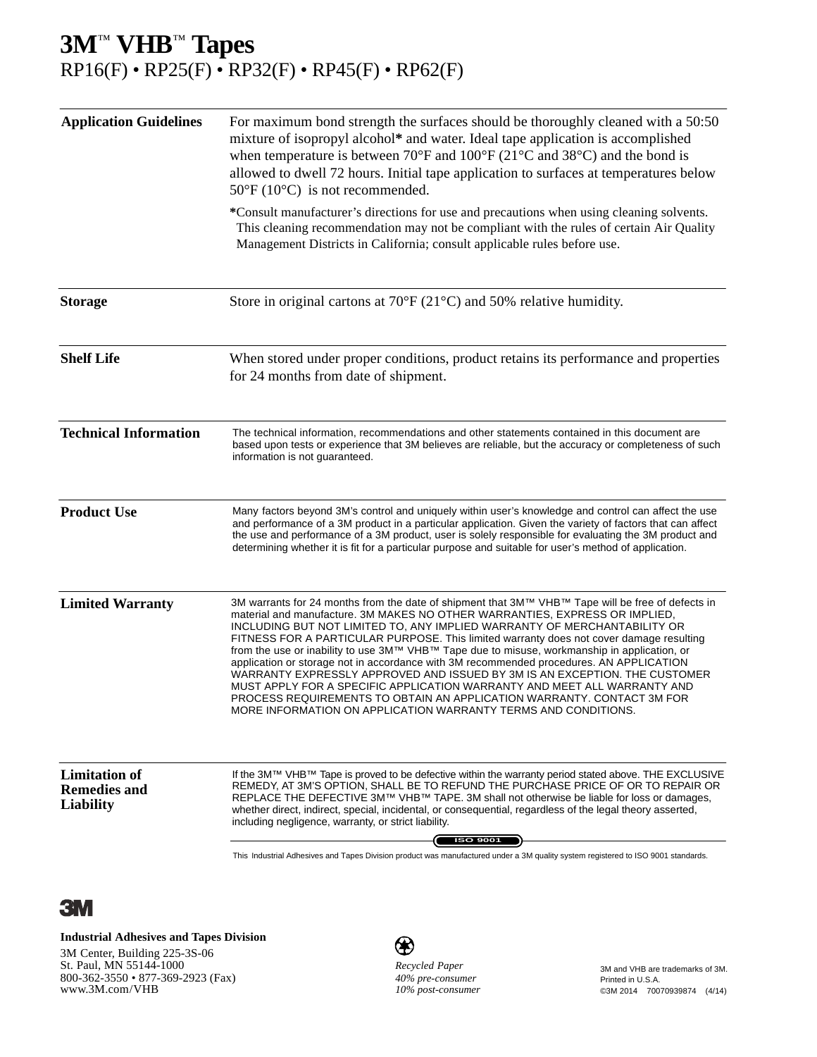# 3M™ VHB™ Tapes

RP16(F) • RP25(F) • RP32(F) • RP45(F) • RP62(F)

**Application Guidelines**

For maximum bond strength the surfaces should be thoroughly cleaned with a 50:50 mixture of isopropyl alcohol* and water. Ideal tape application is accomplished when temperature is between 70°F and 100°F (21°C and 38°C) and the bond is allowed to dwell 72 hours. Initial tape application to surfaces at temperatures below 50°F (10°C) is not recommended.

*Consult manufacturer's directions for use and precautions when using cleaning solvents. This cleaning recommendation may not be compliant with the rules of certain Air Quality Management Districts in California; consult applicable rules before use.

**Storage**

Store in original cartons at 70°F (21°C) and 50% relative humidity.

**Shelf Life**

When stored under proper conditions, product retains its performance and properties for 24 months from date of shipment.

**Technical Information**

The technical information, recommendations and other statements contained in this document are based upon tests or experience that 3M believes are reliable, but the accuracy or completeness of such information is not guaranteed.

**Product Use**

Many factors beyond 3M's control and uniquely within user's knowledge and control can affect the use and performance of a 3M product in a particular application. Given the variety of factors that can affect the use and performance of a 3M product, user is solely responsible for evaluating the 3M product and determining whether it is fit for a particular purpose and suitable for user's method of application.

**Limited Warranty**

3M warrants for 24 months from the date of shipment that 3M™ VHB™ Tape will be free of defects in material and manufacture. 3M MAKES NO OTHER WARRANTIES, EXPRESS OR IMPLIED, INCLUDING BUT NOT LIMITED TO, ANY IMPLIED WARRANTY OF MERCHANTABILITY OR FITNESS FOR A PARTICULAR PURPOSE. This limited warranty does not cover damage resulting from the use or inability to use 3M™ VHB™ Tape due to misuse, workmanship in application, or application or storage not in accordance with 3M recommended procedures. AN APPLICATION WARRANTY EXPRESSLY APPROVED AND ISSUED BY 3M IS AN EXCEPTION. THE CUSTOMER MUST APPLY FOR A SPECIFIC APPLICATION WARRANTY AND MEET ALL WARRANTY AND PROCESS REQUIREMENTS TO OBTAIN AN APPLICATION WARRANTY. CONTACT 3M FOR MORE INFORMATION ON APPLICATION WARRANTY TERMS AND CONDITIONS.

**Limitation of Remedies and Liability**

If the 3M™ VHB™ Tape is proved to be defective within the warranty period stated above. THE EXCLUSIVE REMEDY, AT 3M'S OPTION, SHALL BE TO REFUND THE PURCHASE PRICE OF OR TO REPAIR OR REPLACE THE DEFECTIVE 3M™ VHB™ TAPE. 3M shall not otherwise be liable for loss or damages, whether direct, indirect, special, incidental, or consequential, regardless of the legal theory asserted, including negligence, warranty, or strict liability.

ISO 9001

This Industrial Adhesives and Tapes Division product was manufactured under a 3M quality system registered to ISO 9001 standards.

3M

**Industrial Adhesives and Tapes Division**

3M Center, Building 225-3S-06
St. Paul, MN 55144-1000
800-362-3550 • 877-369-2923 (Fax)
www.3M.com/VHB

*Recycled Paper*
*40% pre-consumer*
*10% post-consumer*

3M and VHB are trademarks of 3M.
Printed in U.S.A.
©3M 2014 70070939874 (4/14)